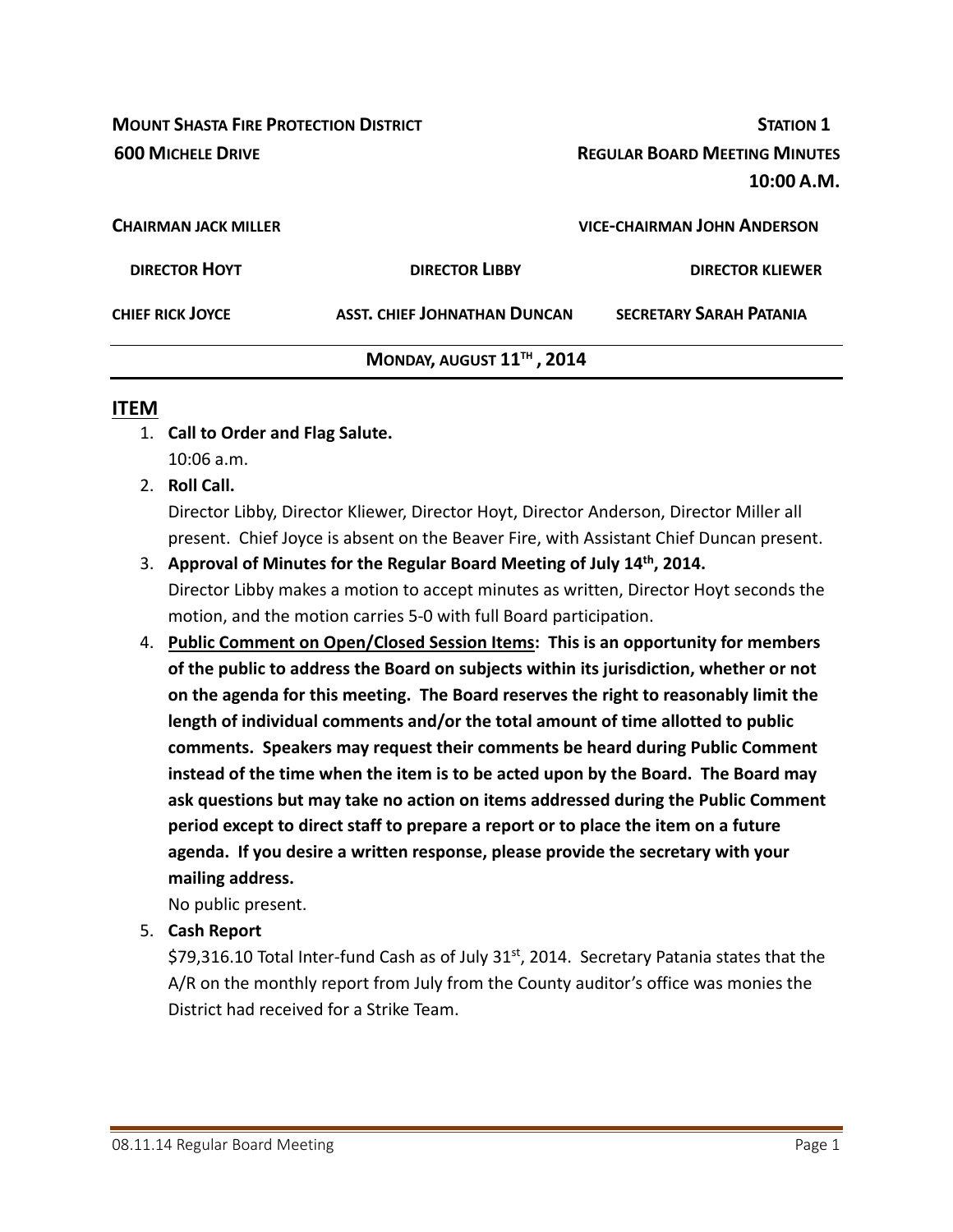**MOUNT SHASTA FIRE PROTECTION DISTRICT** **STATION 1**

**600 MICHELE DRIVE** **REGULAR BOARD MEETING MINUTES**

**10:00 A.M.**

**CHAIRMAN JACK MILLER** **VICE-CHAIRMAN JOHN ANDERSON**

**DIRECTOR HOYT** **DIRECTOR LIBBY** **DIRECTOR KLIEWER**

**CHIEF RICK JOYCE** **ASST. CHIEF JOHNATHAN DUNCAN** **SECRETARY SARAH PATANIA**

**MONDAY, AUGUST 11TH, 2014**

## ITEM

1. **Call to Order and Flag Salute.**
   10:06 a.m.
2. **Roll Call.**
   Director Libby, Director Kliewer, Director Hoyt, Director Anderson, Director Miller all present. Chief Joyce is absent on the Beaver Fire, with Assistant Chief Duncan present.
3. **Approval of Minutes for the Regular Board Meeting of July 14th, 2014.**
   Director Libby makes a motion to accept minutes as written, Director Hoyt seconds the motion, and the motion carries 5-0 with full Board participation.
4. **Public Comment on Open/Closed Session Items: This is an opportunity for members of the public to address the Board on subjects within its jurisdiction, whether or not on the agenda for this meeting. The Board reserves the right to reasonably limit the length of individual comments and/or the total amount of time allotted to public comments. Speakers may request their comments be heard during Public Comment instead of the time when the item is to be acted upon by the Board. The Board may ask questions but may take no action on items addressed during the Public Comment period except to direct staff to prepare a report or to place the item on a future agenda. If you desire a written response, please provide the secretary with your mailing address.**
   No public present.
5. **Cash Report**
   $79,316.10 Total Inter-fund Cash as of July 31st, 2014. Secretary Patania states that the A/R on the monthly report from July from the County auditor's office was monies the District had received for a Strike Team.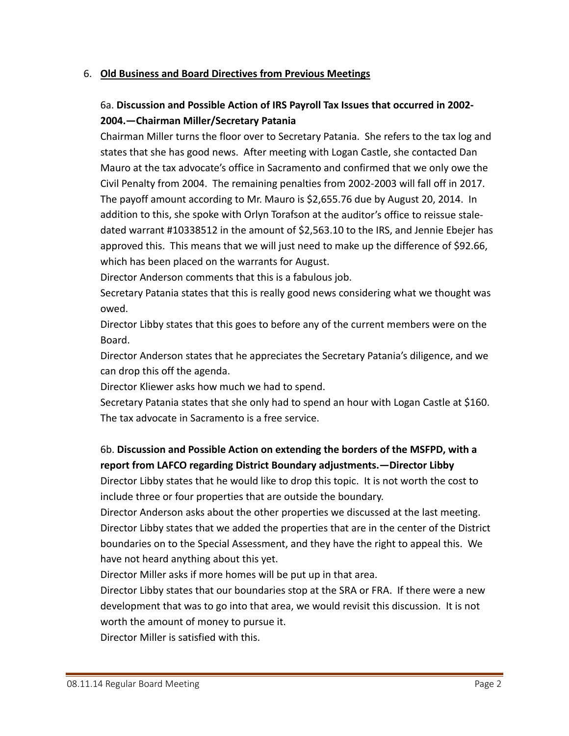6. **Old Business and Board Directives from Previous Meetings**

6a. **Discussion and Possible Action of IRS Payroll Tax Issues that occurred in 2002-2004.—Chairman Miller/Secretary Patania**

Chairman Miller turns the floor over to Secretary Patania. She refers to the tax log and states that she has good news. After meeting with Logan Castle, she contacted Dan Mauro at the tax advocate's office in Sacramento and confirmed that we only owe the Civil Penalty from 2004. The remaining penalties from 2002-2003 will fall off in 2017. The payoff amount according to Mr. Mauro is $2,655.76 due by August 20, 2014. In addition to this, she spoke with Orlyn Torafson at the auditor's office to reissue stale-dated warrant #10338512 in the amount of $2,563.10 to the IRS, and Jennie Ebejer has approved this. This means that we will just need to make up the difference of $92.66, which has been placed on the warrants for August.

Director Anderson comments that this is a fabulous job.

Secretary Patania states that this is really good news considering what we thought was owed.

Director Libby states that this goes to before any of the current members were on the Board.

Director Anderson states that he appreciates the Secretary Patania's diligence, and we can drop this off the agenda.

Director Kliewer asks how much we had to spend.

Secretary Patania states that she only had to spend an hour with Logan Castle at $160. The tax advocate in Sacramento is a free service.

6b. **Discussion and Possible Action on extending the borders of the MSFPD, with a report from LAFCO regarding District Boundary adjustments.—Director Libby**

Director Libby states that he would like to drop this topic. It is not worth the cost to include three or four properties that are outside the boundary.

Director Anderson asks about the other properties we discussed at the last meeting.

Director Libby states that we added the properties that are in the center of the District boundaries on to the Special Assessment, and they have the right to appeal this. We have not heard anything about this yet.

Director Miller asks if more homes will be put up in that area.

Director Libby states that our boundaries stop at the SRA or FRA. If there were a new development that was to go into that area, we would revisit this discussion. It is not worth the amount of money to pursue it.

Director Miller is satisfied with this.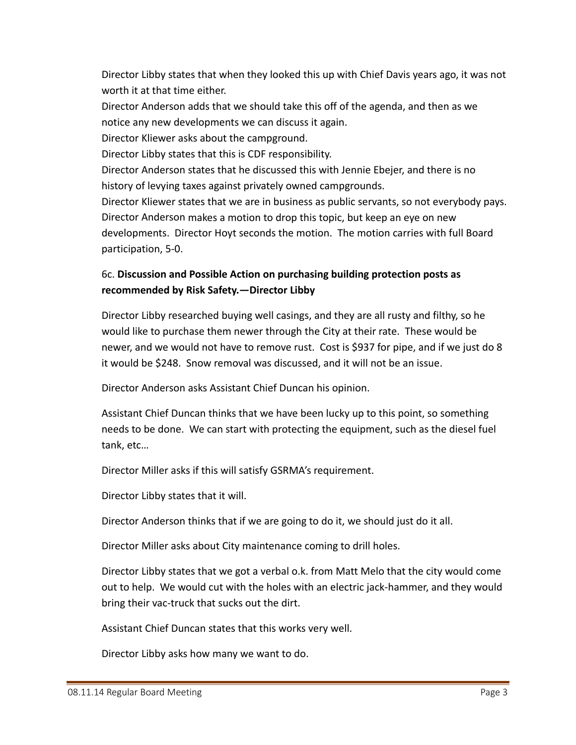Director Libby states that when they looked this up with Chief Davis years ago, it was not worth it at that time either.

Director Anderson adds that we should take this off of the agenda, and then as we notice any new developments we can discuss it again.

Director Kliewer asks about the campground.

Director Libby states that this is CDF responsibility.

Director Anderson states that he discussed this with Jennie Ebejer, and there is no history of levying taxes against privately owned campgrounds.

Director Kliewer states that we are in business as public servants, so not everybody pays.

Director Anderson makes a motion to drop this topic, but keep an eye on new developments. Director Hoyt seconds the motion. The motion carries with full Board participation, 5-0.

6c. **Discussion and Possible Action on purchasing building protection posts as recommended by Risk Safety.—Director Libby**

Director Libby researched buying well casings, and they are all rusty and filthy, so he would like to purchase them newer through the City at their rate. These would be newer, and we would not have to remove rust. Cost is $937 for pipe, and if we just do 8 it would be $248. Snow removal was discussed, and it will not be an issue.

Director Anderson asks Assistant Chief Duncan his opinion.

Assistant Chief Duncan thinks that we have been lucky up to this point, so something needs to be done. We can start with protecting the equipment, such as the diesel fuel tank, etc…

Director Miller asks if this will satisfy GSRMA's requirement.

Director Libby states that it will.

Director Anderson thinks that if we are going to do it, we should just do it all.

Director Miller asks about City maintenance coming to drill holes.

Director Libby states that we got a verbal o.k. from Matt Melo that the city would come out to help. We would cut with the holes with an electric jack-hammer, and they would bring their vac-truck that sucks out the dirt.

Assistant Chief Duncan states that this works very well.

Director Libby asks how many we want to do.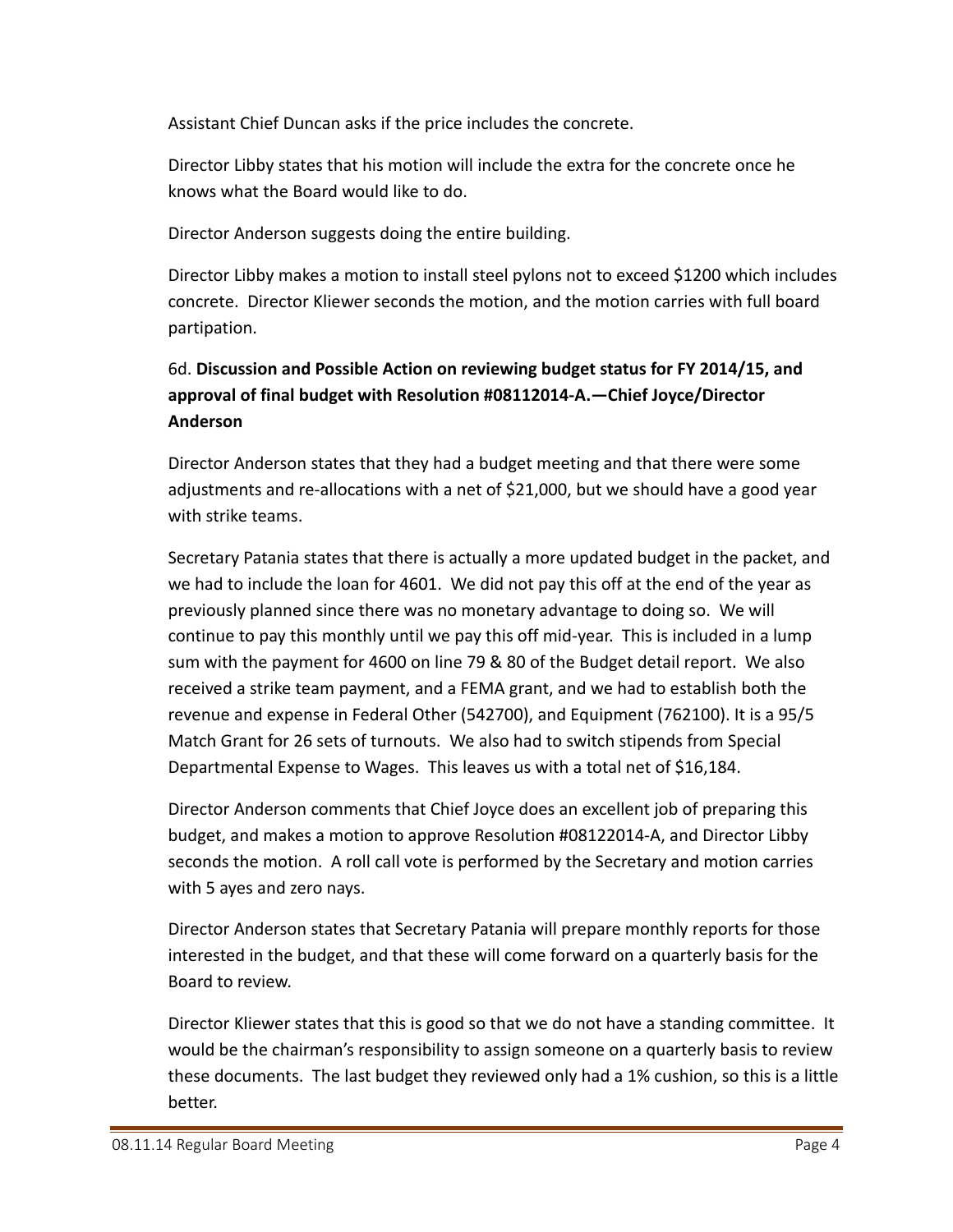Assistant Chief Duncan asks if the price includes the concrete.

Director Libby states that his motion will include the extra for the concrete once he knows what the Board would like to do.

Director Anderson suggests doing the entire building.

Director Libby makes a motion to install steel pylons not to exceed $1200 which includes concrete. Director Kliewer seconds the motion, and the motion carries with full board partipation.

6d. **Discussion and Possible Action on reviewing budget status for FY 2014/15, and approval of final budget with Resolution #08112014-A.—Chief Joyce/Director Anderson**

Director Anderson states that they had a budget meeting and that there were some adjustments and re-allocations with a net of $21,000, but we should have a good year with strike teams.

Secretary Patania states that there is actually a more updated budget in the packet, and we had to include the loan for 4601. We did not pay this off at the end of the year as previously planned since there was no monetary advantage to doing so. We will continue to pay this monthly until we pay this off mid-year. This is included in a lump sum with the payment for 4600 on line 79 & 80 of the Budget detail report. We also received a strike team payment, and a FEMA grant, and we had to establish both the revenue and expense in Federal Other (542700), and Equipment (762100). It is a 95/5 Match Grant for 26 sets of turnouts. We also had to switch stipends from Special Departmental Expense to Wages. This leaves us with a total net of $16,184.

Director Anderson comments that Chief Joyce does an excellent job of preparing this budget, and makes a motion to approve Resolution #08122014-A, and Director Libby seconds the motion. A roll call vote is performed by the Secretary and motion carries with 5 ayes and zero nays.

Director Anderson states that Secretary Patania will prepare monthly reports for those interested in the budget, and that these will come forward on a quarterly basis for the Board to review.

Director Kliewer states that this is good so that we do not have a standing committee. It would be the chairman's responsibility to assign someone on a quarterly basis to review these documents. The last budget they reviewed only had a 1% cushion, so this is a little better.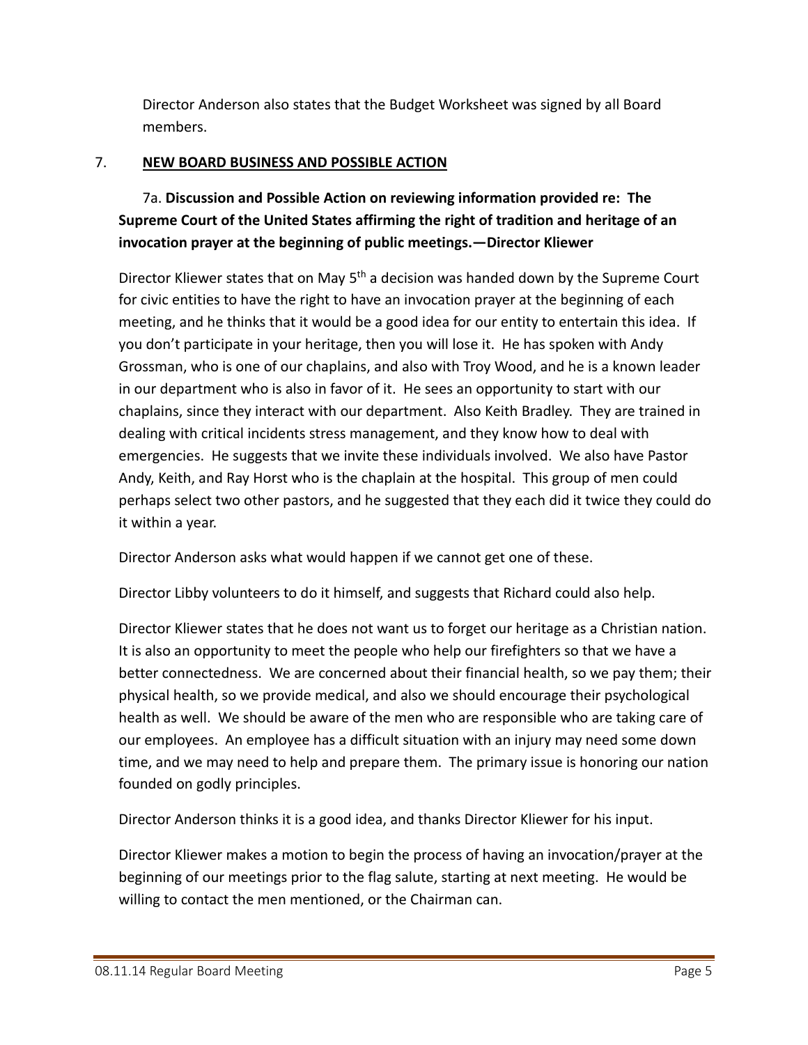Director Anderson also states that the Budget Worksheet was signed by all Board members.

7. **NEW BOARD BUSINESS AND POSSIBLE ACTION**

7a. **Discussion and Possible Action on reviewing information provided re: The Supreme Court of the United States affirming the right of tradition and heritage of an invocation prayer at the beginning of public meetings.—Director Kliewer**

Director Kliewer states that on May 5th a decision was handed down by the Supreme Court for civic entities to have the right to have an invocation prayer at the beginning of each meeting, and he thinks that it would be a good idea for our entity to entertain this idea. If you don't participate in your heritage, then you will lose it. He has spoken with Andy Grossman, who is one of our chaplains, and also with Troy Wood, and he is a known leader in our department who is also in favor of it. He sees an opportunity to start with our chaplains, since they interact with our department. Also Keith Bradley. They are trained in dealing with critical incidents stress management, and they know how to deal with emergencies. He suggests that we invite these individuals involved. We also have Pastor Andy, Keith, and Ray Horst who is the chaplain at the hospital. This group of men could perhaps select two other pastors, and he suggested that they each did it twice they could do it within a year.

Director Anderson asks what would happen if we cannot get one of these.

Director Libby volunteers to do it himself, and suggests that Richard could also help.

Director Kliewer states that he does not want us to forget our heritage as a Christian nation. It is also an opportunity to meet the people who help our firefighters so that we have a better connectedness. We are concerned about their financial health, so we pay them; their physical health, so we provide medical, and also we should encourage their psychological health as well. We should be aware of the men who are responsible who are taking care of our employees. An employee has a difficult situation with an injury may need some down time, and we may need to help and prepare them. The primary issue is honoring our nation founded on godly principles.

Director Anderson thinks it is a good idea, and thanks Director Kliewer for his input.

Director Kliewer makes a motion to begin the process of having an invocation/prayer at the beginning of our meetings prior to the flag salute, starting at next meeting. He would be willing to contact the men mentioned, or the Chairman can.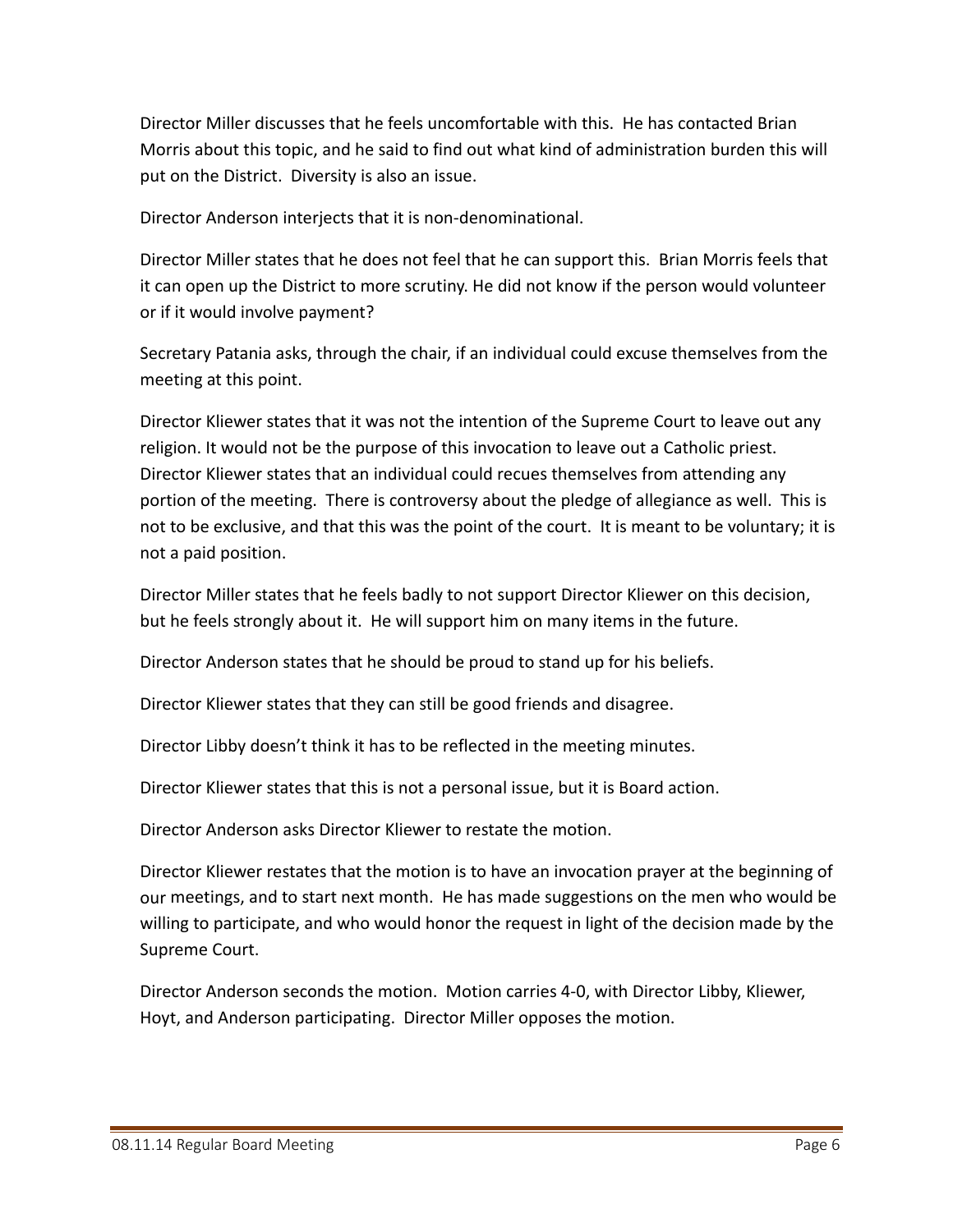Director Miller discusses that he feels uncomfortable with this. He has contacted Brian Morris about this topic, and he said to find out what kind of administration burden this will put on the District. Diversity is also an issue.

Director Anderson interjects that it is non-denominational.

Director Miller states that he does not feel that he can support this. Brian Morris feels that it can open up the District to more scrutiny. He did not know if the person would volunteer or if it would involve payment?

Secretary Patania asks, through the chair, if an individual could excuse themselves from the meeting at this point.

Director Kliewer states that it was not the intention of the Supreme Court to leave out any religion. It would not be the purpose of this invocation to leave out a Catholic priest. Director Kliewer states that an individual could recues themselves from attending any portion of the meeting. There is controversy about the pledge of allegiance as well. This is not to be exclusive, and that this was the point of the court. It is meant to be voluntary; it is not a paid position.

Director Miller states that he feels badly to not support Director Kliewer on this decision, but he feels strongly about it. He will support him on many items in the future.

Director Anderson states that he should be proud to stand up for his beliefs.

Director Kliewer states that they can still be good friends and disagree.

Director Libby doesn't think it has to be reflected in the meeting minutes.

Director Kliewer states that this is not a personal issue, but it is Board action.

Director Anderson asks Director Kliewer to restate the motion.

Director Kliewer restates that the motion is to have an invocation prayer at the beginning of our meetings, and to start next month. He has made suggestions on the men who would be willing to participate, and who would honor the request in light of the decision made by the Supreme Court.

Director Anderson seconds the motion. Motion carries 4-0, with Director Libby, Kliewer, Hoyt, and Anderson participating. Director Miller opposes the motion.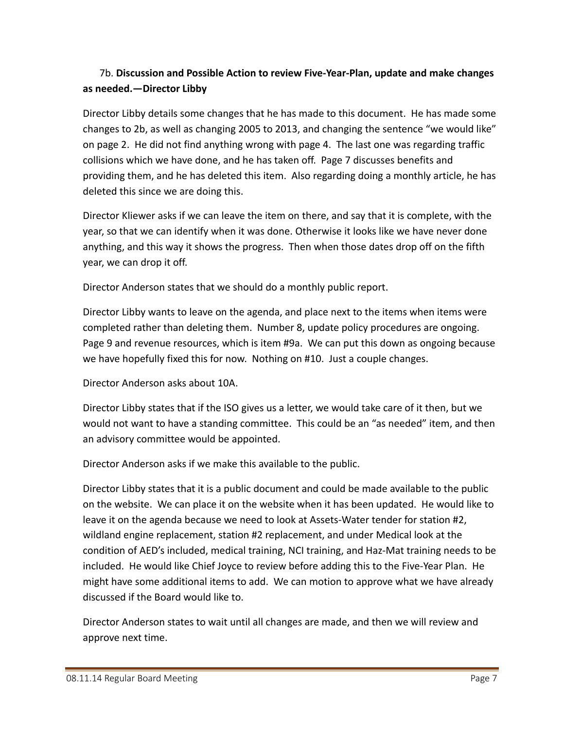7b. **Discussion and Possible Action to review Five-Year-Plan, update and make changes as needed.—Director Libby**

Director Libby details some changes that he has made to this document. He has made some changes to 2b, as well as changing 2005 to 2013, and changing the sentence "we would like" on page 2. He did not find anything wrong with page 4. The last one was regarding traffic collisions which we have done, and he has taken off. Page 7 discusses benefits and providing them, and he has deleted this item. Also regarding doing a monthly article, he has deleted this since we are doing this.

Director Kliewer asks if we can leave the item on there, and say that it is complete, with the year, so that we can identify when it was done. Otherwise it looks like we have never done anything, and this way it shows the progress. Then when those dates drop off on the fifth year, we can drop it off.

Director Anderson states that we should do a monthly public report.

Director Libby wants to leave on the agenda, and place next to the items when items were completed rather than deleting them. Number 8, update policy procedures are ongoing. Page 9 and revenue resources, which is item #9a. We can put this down as ongoing because we have hopefully fixed this for now. Nothing on #10. Just a couple changes.

Director Anderson asks about 10A.

Director Libby states that if the ISO gives us a letter, we would take care of it then, but we would not want to have a standing committee. This could be an "as needed" item, and then an advisory committee would be appointed.

Director Anderson asks if we make this available to the public.

Director Libby states that it is a public document and could be made available to the public on the website. We can place it on the website when it has been updated. He would like to leave it on the agenda because we need to look at Assets-Water tender for station #2, wildland engine replacement, station #2 replacement, and under Medical look at the condition of AED's included, medical training, NCI training, and Haz-Mat training needs to be included. He would like Chief Joyce to review before adding this to the Five-Year Plan. He might have some additional items to add. We can motion to approve what we have already discussed if the Board would like to.

Director Anderson states to wait until all changes are made, and then we will review and approve next time.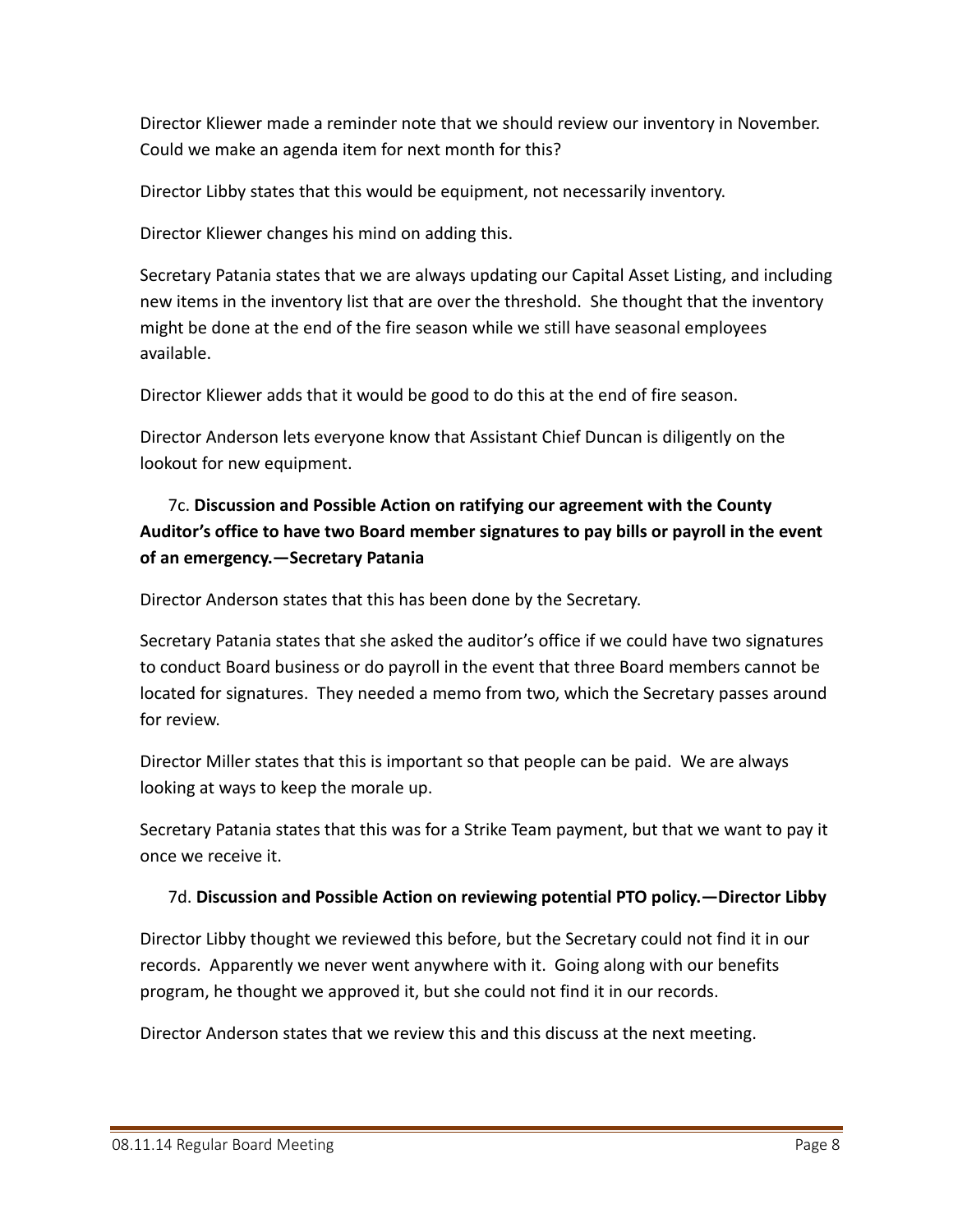Director Kliewer made a reminder note that we should review our inventory in November. Could we make an agenda item for next month for this?

Director Libby states that this would be equipment, not necessarily inventory.

Director Kliewer changes his mind on adding this.

Secretary Patania states that we are always updating our Capital Asset Listing, and including new items in the inventory list that are over the threshold. She thought that the inventory might be done at the end of the fire season while we still have seasonal employees available.

Director Kliewer adds that it would be good to do this at the end of fire season.

Director Anderson lets everyone know that Assistant Chief Duncan is diligently on the lookout for new equipment.

7c. **Discussion and Possible Action on ratifying our agreement with the County Auditor's office to have two Board member signatures to pay bills or payroll in the event of an emergency.—Secretary Patania**

Director Anderson states that this has been done by the Secretary.

Secretary Patania states that she asked the auditor's office if we could have two signatures to conduct Board business or do payroll in the event that three Board members cannot be located for signatures. They needed a memo from two, which the Secretary passes around for review.

Director Miller states that this is important so that people can be paid. We are always looking at ways to keep the morale up.

Secretary Patania states that this was for a Strike Team payment, but that we want to pay it once we receive it.

7d. **Discussion and Possible Action on reviewing potential PTO policy.—Director Libby**

Director Libby thought we reviewed this before, but the Secretary could not find it in our records. Apparently we never went anywhere with it. Going along with our benefits program, he thought we approved it, but she could not find it in our records.

Director Anderson states that we review this and this discuss at the next meeting.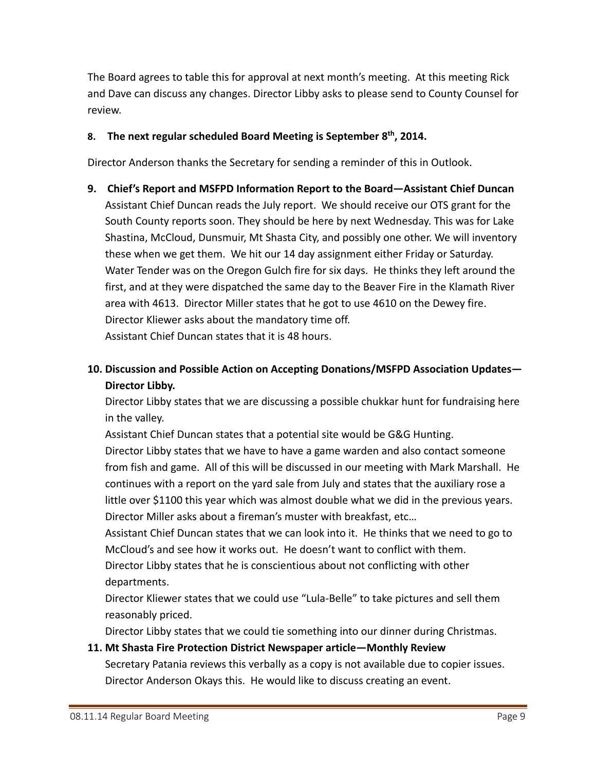The Board agrees to table this for approval at next month's meeting. At this meeting Rick and Dave can discuss any changes. Director Libby asks to please send to County Counsel for review.

**8. The next regular scheduled Board Meeting is September 8th, 2014.**

Director Anderson thanks the Secretary for sending a reminder of this in Outlook.

**9. Chief's Report and MSFPD Information Report to the Board—Assistant Chief Duncan**

Assistant Chief Duncan reads the July report. We should receive our OTS grant for the South County reports soon. They should be here by next Wednesday. This was for Lake Shastina, McCloud, Dunsmuir, Mt Shasta City, and possibly one other. We will inventory these when we get them. We hit our 14 day assignment either Friday or Saturday. Water Tender was on the Oregon Gulch fire for six days. He thinks they left around the first, and at they were dispatched the same day to the Beaver Fire in the Klamath River area with 4613. Director Miller states that he got to use 4610 on the Dewey fire. Director Kliewer asks about the mandatory time off.

Assistant Chief Duncan states that it is 48 hours.

**10. Discussion and Possible Action on Accepting Donations/MSFPD Association Updates—Director Libby.**

Director Libby states that we are discussing a possible chukkar hunt for fundraising here in the valley.

Assistant Chief Duncan states that a potential site would be G&G Hunting.

Director Libby states that we have to have a game warden and also contact someone from fish and game. All of this will be discussed in our meeting with Mark Marshall. He continues with a report on the yard sale from July and states that the auxiliary rose a little over $1100 this year which was almost double what we did in the previous years.

Director Miller asks about a fireman's muster with breakfast, etc…

Assistant Chief Duncan states that we can look into it. He thinks that we need to go to McCloud's and see how it works out. He doesn't want to conflict with them.

Director Libby states that he is conscientious about not conflicting with other departments.

Director Kliewer states that we could use "Lula-Belle" to take pictures and sell them reasonably priced.

Director Libby states that we could tie something into our dinner during Christmas.

**11. Mt Shasta Fire Protection District Newspaper article—Monthly Review**

Secretary Patania reviews this verbally as a copy is not available due to copier issues.

Director Anderson Okays this. He would like to discuss creating an event.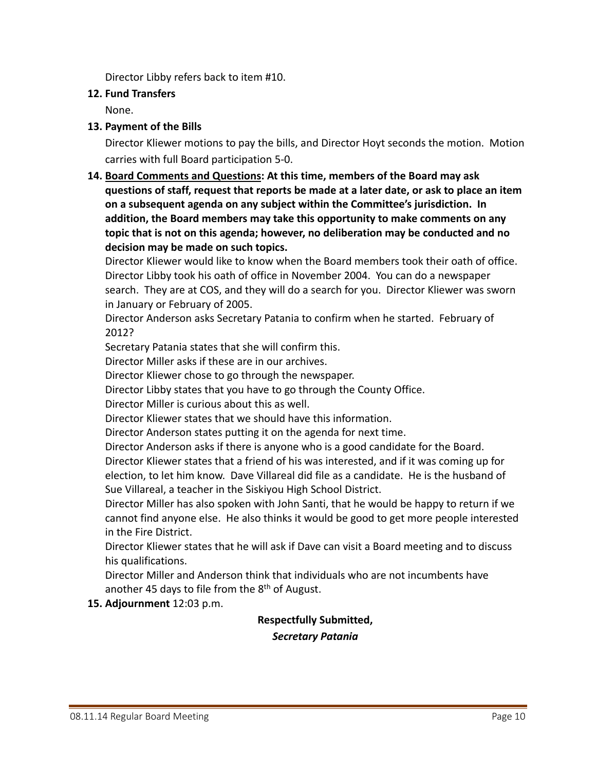Director Libby refers back to item #10.

**12. Fund Transfers**

None.

**13. Payment of the Bills**

Director Kliewer motions to pay the bills, and Director Hoyt seconds the motion. Motion carries with full Board participation 5-0.

**14. <u>Board Comments and Questions</u>: At this time, members of the Board may ask questions of staff, request that reports be made at a later date, or ask to place an item on a subsequent agenda on any subject within the Committee's jurisdiction. In addition, the Board members may take this opportunity to make comments on any topic that is not on this agenda; however, no deliberation may be conducted and no decision may be made on such topics.**

Director Kliewer would like to know when the Board members took their oath of office. Director Libby took his oath of office in November 2004. You can do a newspaper search. They are at COS, and they will do a search for you. Director Kliewer was sworn in January or February of 2005.

Director Anderson asks Secretary Patania to confirm when he started. February of 2012?

Secretary Patania states that she will confirm this.

Director Miller asks if these are in our archives.

Director Kliewer chose to go through the newspaper.

Director Libby states that you have to go through the County Office.

Director Miller is curious about this as well.

Director Kliewer states that we should have this information.

Director Anderson states putting it on the agenda for next time.

Director Anderson asks if there is anyone who is a good candidate for the Board.

Director Kliewer states that a friend of his was interested, and if it was coming up for election, to let him know. Dave Villareal did file as a candidate. He is the husband of Sue Villareal, a teacher in the Siskiyou High School District.

Director Miller has also spoken with John Santi, that he would be happy to return if we cannot find anyone else. He also thinks it would be good to get more people interested in the Fire District.

Director Kliewer states that he will ask if Dave can visit a Board meeting and to discuss his qualifications.

Director Miller and Anderson think that individuals who are not incumbents have another 45 days to file from the 8th of August.

**15. Adjournment** 12:03 p.m.

**Respectfully Submitted,**

***Secretary Patania***